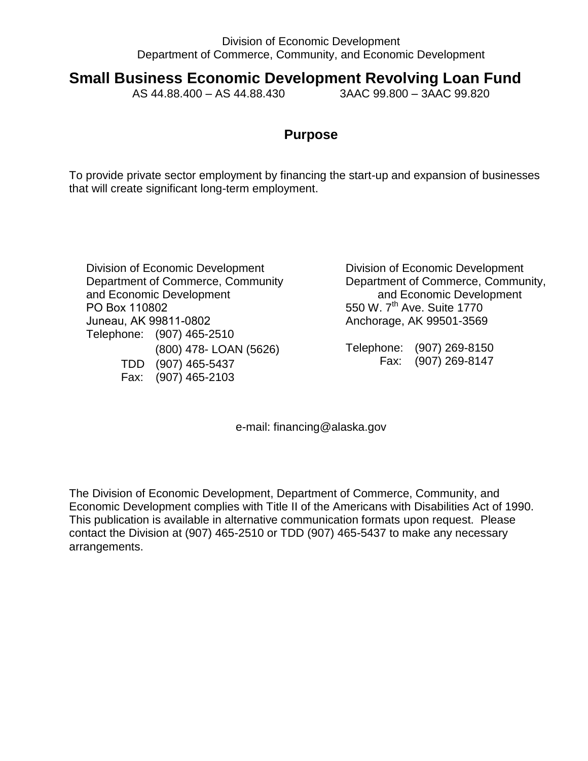Division of Economic Development
Department of Commerce, Community, and Economic Development

# Small Business Economic Development Revolving Loan Fund

AS 44.88.400 – AS 44.88.430 3AAC 99.800 – 3AAC 99.820

## Purpose

To provide private sector employment by financing the start-up and expansion of businesses that will create significant long-term employment.

Division of Economic Development
Department of Commerce, Community and Economic Development
PO Box 110802
Juneau, AK 99811-0802
Telephone: (907) 465-2510
(800) 478- LOAN (5626)
TDD (907) 465-5437
Fax: (907) 465-2103

Division of Economic Development
Department of Commerce, Community, and Economic Development
550 W. 7th Ave. Suite 1770
Anchorage, AK 99501-3569

Telephone: (907) 269-8150
Fax: (907) 269-8147

e-mail: financing@alaska.gov

The Division of Economic Development, Department of Commerce, Community, and Economic Development complies with Title II of the Americans with Disabilities Act of 1990. This publication is available in alternative communication formats upon request. Please contact the Division at (907) 465-2510 or TDD (907) 465-5437 to make any necessary arrangements.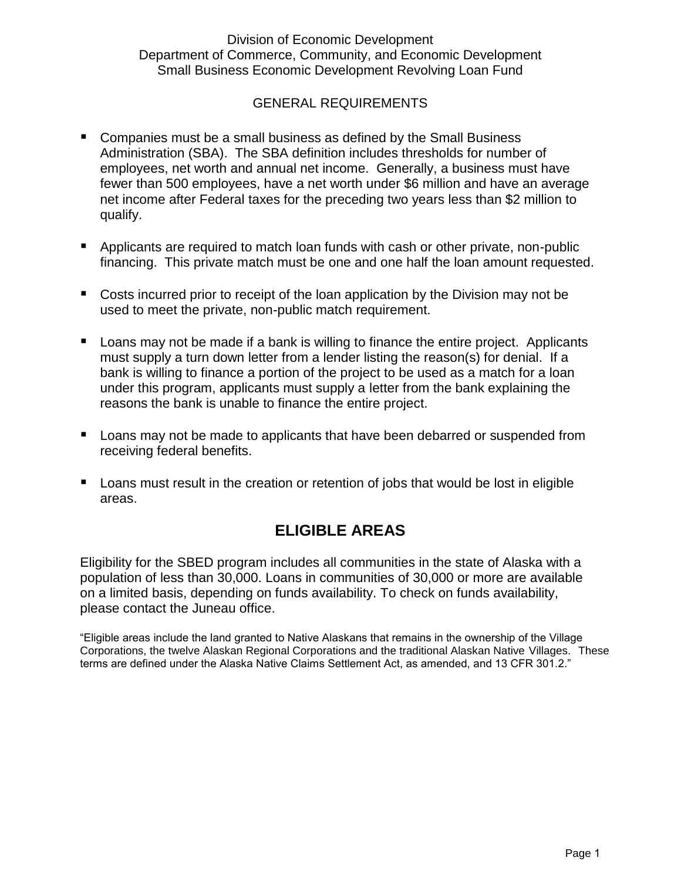Division of Economic Development
Department of Commerce, Community, and Economic Development
Small Business Economic Development Revolving Loan Fund

GENERAL REQUIREMENTS

- Companies must be a small business as defined by the Small Business Administration (SBA). The SBA definition includes thresholds for number of employees, net worth and annual net income. Generally, a business must have fewer than 500 employees, have a net worth under $6 million and have an average net income after Federal taxes for the preceding two years less than $2 million to qualify.
- Applicants are required to match loan funds with cash or other private, non-public financing. This private match must be one and one half the loan amount requested.
- Costs incurred prior to receipt of the loan application by the Division may not be used to meet the private, non-public match requirement.
- Loans may not be made if a bank is willing to finance the entire project. Applicants must supply a turn down letter from a lender listing the reason(s) for denial. If a bank is willing to finance a portion of the project to be used as a match for a loan under this program, applicants must supply a letter from the bank explaining the reasons the bank is unable to finance the entire project.
- Loans may not be made to applicants that have been debarred or suspended from receiving federal benefits.
- Loans must result in the creation or retention of jobs that would be lost in eligible areas.

## ELIGIBLE AREAS

Eligibility for the SBED program includes all communities in the state of Alaska with a population of less than 30,000. Loans in communities of 30,000 or more are available on a limited basis, depending on funds availability. To check on funds availability, please contact the Juneau office.

"Eligible areas include the land granted to Native Alaskans that remains in the ownership of the Village Corporations, the twelve Alaskan Regional Corporations and the traditional Alaskan Native Villages. These terms are defined under the Alaska Native Claims Settlement Act, as amended, and 13 CFR 301.2."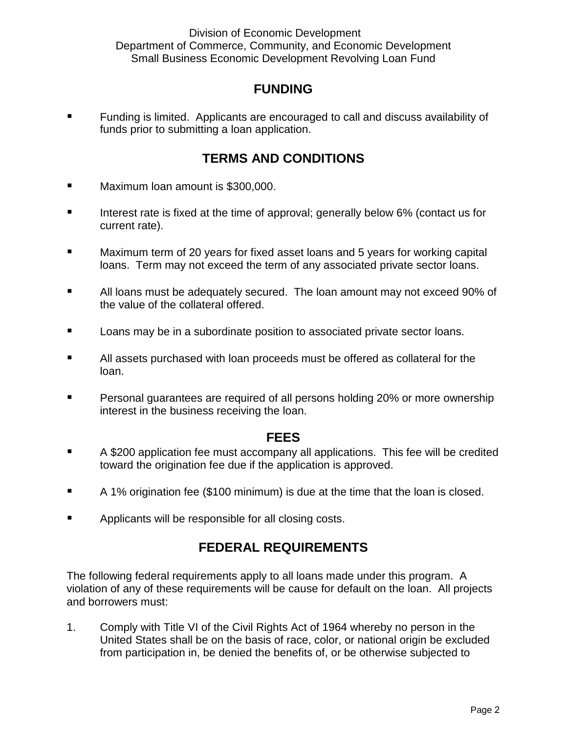## FUNDING

- Funding is limited. Applicants are encouraged to call and discuss availability of funds prior to submitting a loan application.

## TERMS AND CONDITIONS

- Maximum loan amount is $300,000.
- Interest rate is fixed at the time of approval; generally below 6% (contact us for current rate).
- Maximum term of 20 years for fixed asset loans and 5 years for working capital loans. Term may not exceed the term of any associated private sector loans.
- All loans must be adequately secured. The loan amount may not exceed 90% of the value of the collateral offered.
- Loans may be in a subordinate position to associated private sector loans.
- All assets purchased with loan proceeds must be offered as collateral for the loan.
- Personal guarantees are required of all persons holding 20% or more ownership interest in the business receiving the loan.

## FEES

- A $200 application fee must accompany all applications. This fee will be credited toward the origination fee due if the application is approved.
- A 1% origination fee ($100 minimum) is due at the time that the loan is closed.
- Applicants will be responsible for all closing costs.

## FEDERAL REQUIREMENTS

The following federal requirements apply to all loans made under this program. A violation of any of these requirements will be cause for default on the loan. All projects and borrowers must:

1. Comply with Title VI of the Civil Rights Act of 1964 whereby no person in the United States shall be on the basis of race, color, or national origin be excluded from participation in, be denied the benefits of, or be otherwise subjected to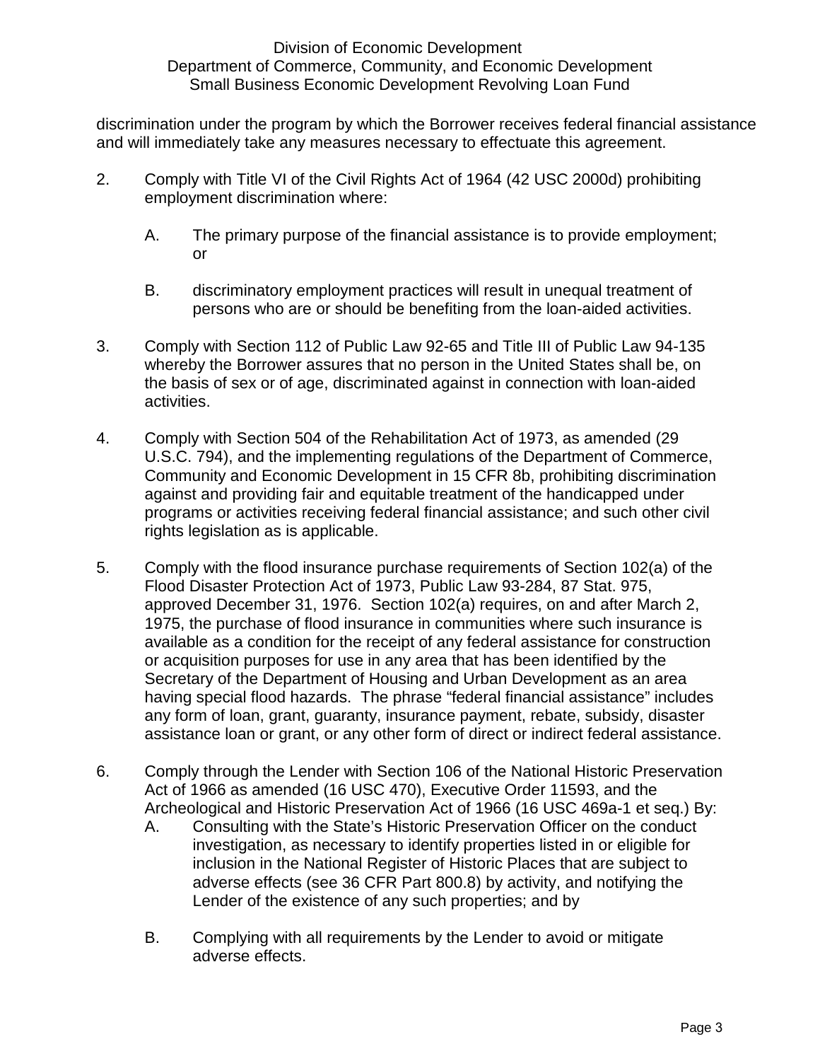discrimination under the program by which the Borrower receives federal financial assistance and will immediately take any measures necessary to effectuate this agreement.

2. Comply with Title VI of the Civil Rights Act of 1964 (42 USC 2000d) prohibiting employment discrimination where:

   A. The primary purpose of the financial assistance is to provide employment; or

   B. discriminatory employment practices will result in unequal treatment of persons who are or should be benefiting from the loan-aided activities.

3. Comply with Section 112 of Public Law 92-65 and Title III of Public Law 94-135 whereby the Borrower assures that no person in the United States shall be, on the basis of sex or of age, discriminated against in connection with loan-aided activities.

4. Comply with Section 504 of the Rehabilitation Act of 1973, as amended (29 U.S.C. 794), and the implementing regulations of the Department of Commerce, Community and Economic Development in 15 CFR 8b, prohibiting discrimination against and providing fair and equitable treatment of the handicapped under programs or activities receiving federal financial assistance; and such other civil rights legislation as is applicable.

5. Comply with the flood insurance purchase requirements of Section 102(a) of the Flood Disaster Protection Act of 1973, Public Law 93-284, 87 Stat. 975, approved December 31, 1976. Section 102(a) requires, on and after March 2, 1975, the purchase of flood insurance in communities where such insurance is available as a condition for the receipt of any federal assistance for construction or acquisition purposes for use in any area that has been identified by the Secretary of the Department of Housing and Urban Development as an area having special flood hazards. The phrase "federal financial assistance" includes any form of loan, grant, guaranty, insurance payment, rebate, subsidy, disaster assistance loan or grant, or any other form of direct or indirect federal assistance.

6. Comply through the Lender with Section 106 of the National Historic Preservation Act of 1966 as amended (16 USC 470), Executive Order 11593, and the Archeological and Historic Preservation Act of 1966 (16 USC 469a-1 et seq.) By:

   A. Consulting with the State's Historic Preservation Officer on the conduct investigation, as necessary to identify properties listed in or eligible for inclusion in the National Register of Historic Places that are subject to adverse effects (see 36 CFR Part 800.8) by activity, and notifying the Lender of the existence of any such properties; and by

   B. Complying with all requirements by the Lender to avoid or mitigate adverse effects.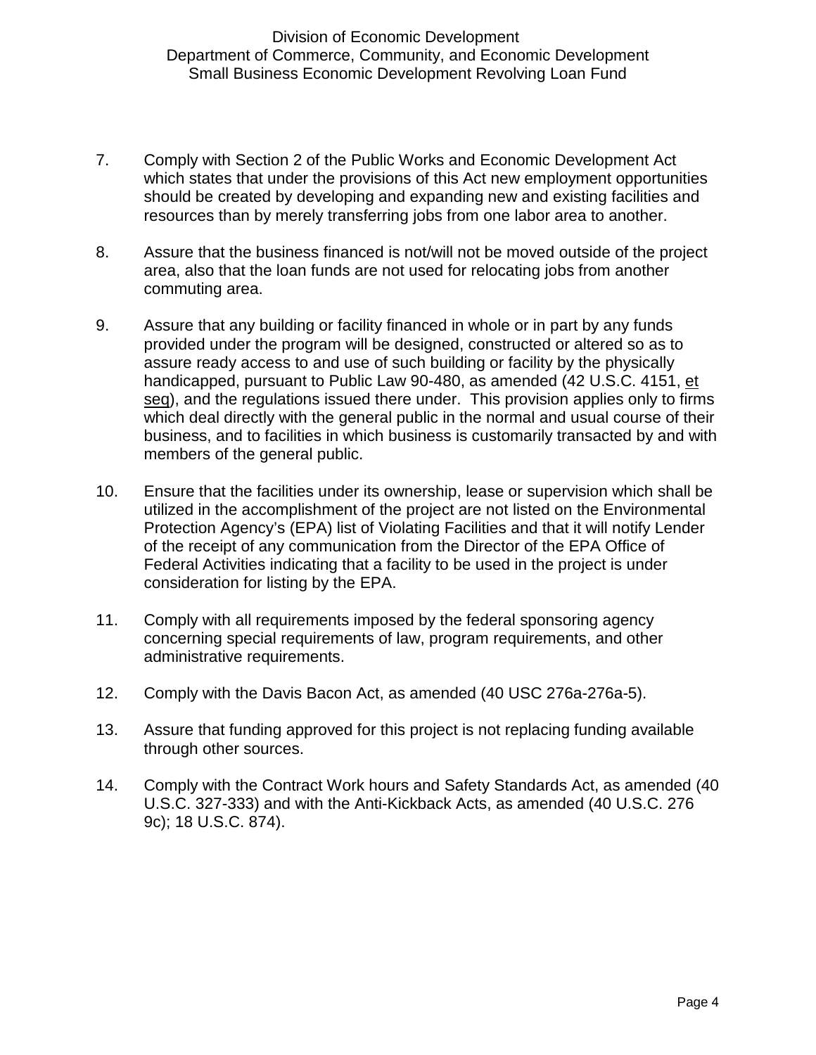7. Comply with Section 2 of the Public Works and Economic Development Act which states that under the provisions of this Act new employment opportunities should be created by developing and expanding new and existing facilities and resources than by merely transferring jobs from one labor area to another.

8. Assure that the business financed is not/will not be moved outside of the project area, also that the loan funds are not used for relocating jobs from another commuting area.

9. Assure that any building or facility financed in whole or in part by any funds provided under the program will be designed, constructed or altered so as to assure ready access to and use of such building or facility by the physically handicapped, pursuant to Public Law 90-480, as amended (42 U.S.C. 4151, et seq), and the regulations issued there under. This provision applies only to firms which deal directly with the general public in the normal and usual course of their business, and to facilities in which business is customarily transacted by and with members of the general public.

10. Ensure that the facilities under its ownership, lease or supervision which shall be utilized in the accomplishment of the project are not listed on the Environmental Protection Agency's (EPA) list of Violating Facilities and that it will notify Lender of the receipt of any communication from the Director of the EPA Office of Federal Activities indicating that a facility to be used in the project is under consideration for listing by the EPA.

11. Comply with all requirements imposed by the federal sponsoring agency concerning special requirements of law, program requirements, and other administrative requirements.

12. Comply with the Davis Bacon Act, as amended (40 USC 276a-276a-5).

13. Assure that funding approved for this project is not replacing funding available through other sources.

14. Comply with the Contract Work hours and Safety Standards Act, as amended (40 U.S.C. 327-333) and with the Anti-Kickback Acts, as amended (40 U.S.C. 276 9c); 18 U.S.C. 874).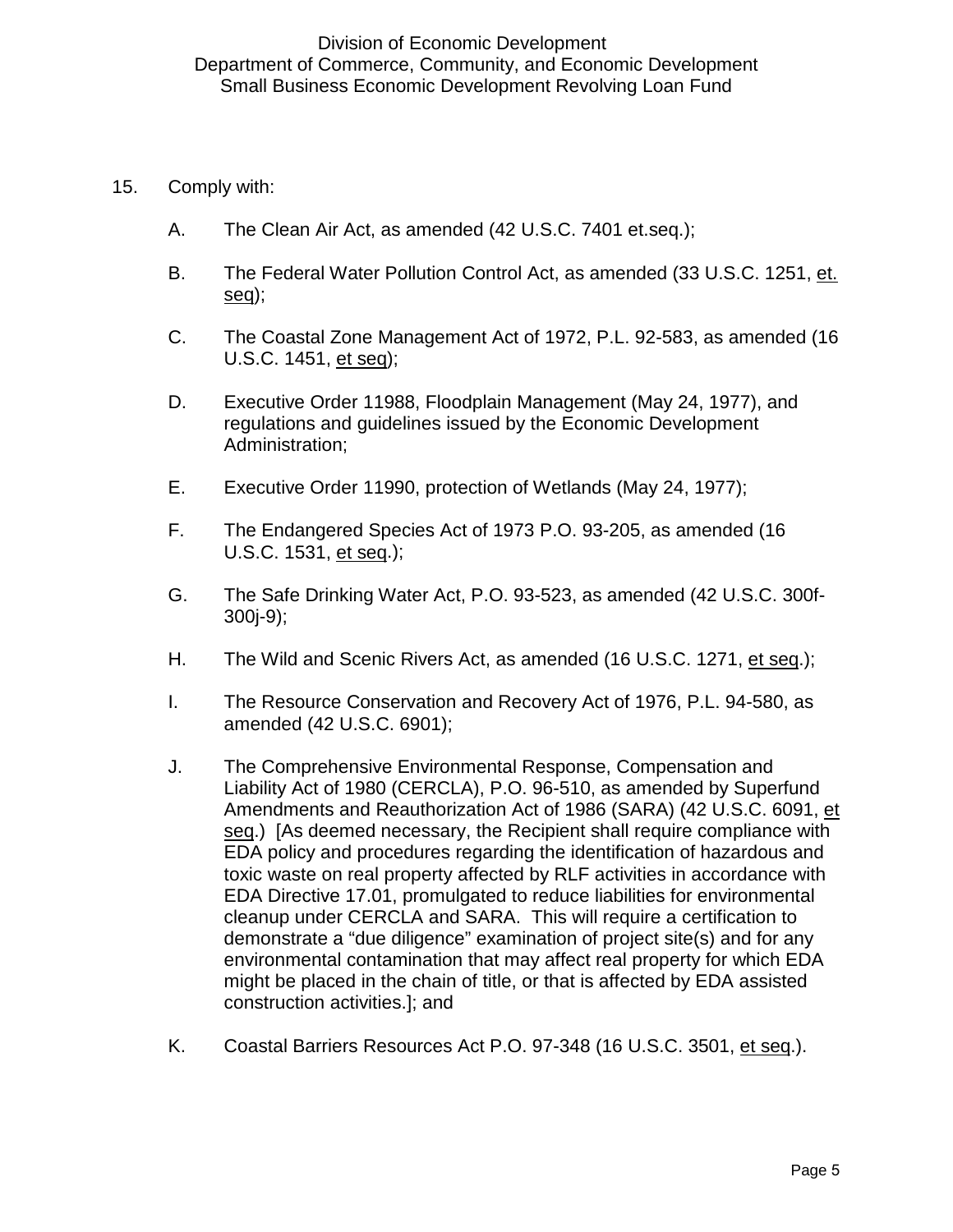15. Comply with:

    A. The Clean Air Act, as amended (42 U.S.C. 7401 et.seq.);

    B. The Federal Water Pollution Control Act, as amended (33 U.S.C. 1251, et. seq);

    C. The Coastal Zone Management Act of 1972, P.L. 92-583, as amended (16 U.S.C. 1451, et seq);

    D. Executive Order 11988, Floodplain Management (May 24, 1977), and regulations and guidelines issued by the Economic Development Administration;

    E. Executive Order 11990, protection of Wetlands (May 24, 1977);

    F. The Endangered Species Act of 1973 P.O. 93-205, as amended (16 U.S.C. 1531, et seq.);

    G. The Safe Drinking Water Act, P.O. 93-523, as amended (42 U.S.C. 300f-300j-9);

    H. The Wild and Scenic Rivers Act, as amended (16 U.S.C. 1271, et seq.);

    I. The Resource Conservation and Recovery Act of 1976, P.L. 94-580, as amended (42 U.S.C. 6901);

    J. The Comprehensive Environmental Response, Compensation and Liability Act of 1980 (CERCLA), P.O. 96-510, as amended by Superfund Amendments and Reauthorization Act of 1986 (SARA) (42 U.S.C. 6091, et seq.) [As deemed necessary, the Recipient shall require compliance with EDA policy and procedures regarding the identification of hazardous and toxic waste on real property affected by RLF activities in accordance with EDA Directive 17.01, promulgated to reduce liabilities for environmental cleanup under CERCLA and SARA. This will require a certification to demonstrate a "due diligence" examination of project site(s) and for any environmental contamination that may affect real property for which EDA might be placed in the chain of title, or that is affected by EDA assisted construction activities.]; and

    K. Coastal Barriers Resources Act P.O. 97-348 (16 U.S.C. 3501, et seq.).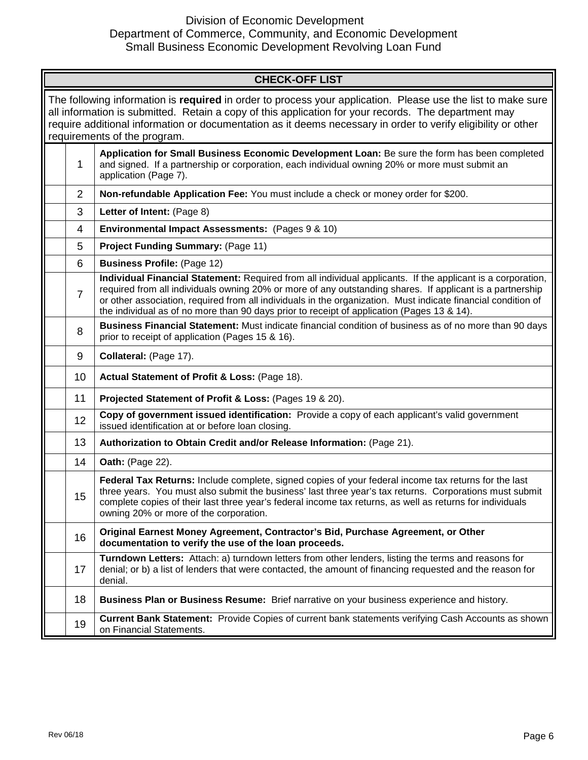Division of Economic Development
Department of Commerce, Community, and Economic Development
Small Business Economic Development Revolving Loan Fund

## CHECK-OFF LIST

The following information is **required** in order to process your application. Please use the list to make sure all information is submitted. Retain a copy of this application for your records. The department may require additional information or documentation as it deems necessary in order to verify eligibility or other requirements of the program.

| | # | Item |
|---|---|---|
| | 1 | **Application for Small Business Economic Development Loan:** Be sure the form has been completed and signed. If a partnership or corporation, each individual owning 20% or more must submit an application (Page 7). |
| | 2 | **Non-refundable Application Fee:** You must include a check or money order for $200. |
| | 3 | **Letter of Intent:** (Page 8) |
| | 4 | **Environmental Impact Assessments:** (Pages 9 & 10) |
| | 5 | **Project Funding Summary:** (Page 11) |
| | 6 | **Business Profile:** (Page 12) |
| | 7 | **Individual Financial Statement:** Required from all individual applicants. If the applicant is a corporation, required from all individuals owning 20% or more of any outstanding shares. If applicant is a partnership or other association, required from all individuals in the organization. Must indicate financial condition of the individual as of no more than 90 days prior to receipt of application (Pages 13 & 14). |
| | 8 | **Business Financial Statement:** Must indicate financial condition of business as of no more than 90 days prior to receipt of application (Pages 15 & 16). |
| | 9 | **Collateral:** (Page 17). |
| | 10 | **Actual Statement of Profit & Loss:** (Page 18). |
| | 11 | **Projected Statement of Profit & Loss:** (Pages 19 & 20). |
| | 12 | **Copy of government issued identification:** Provide a copy of each applicant's valid government issued identification at or before loan closing. |
| | 13 | **Authorization to Obtain Credit and/or Release Information:** (Page 21). |
| | 14 | **Oath:** (Page 22). |
| | 15 | **Federal Tax Returns:** Include complete, signed copies of your federal income tax returns for the last three years. You must also submit the business' last three year's tax returns. Corporations must submit complete copies of their last three year's federal income tax returns, as well as returns for individuals owning 20% or more of the corporation. |
| | 16 | **Original Earnest Money Agreement, Contractor's Bid, Purchase Agreement, or Other documentation to verify the use of the loan proceeds.** |
| | 17 | **Turndown Letters:** Attach: a) turndown letters from other lenders, listing the terms and reasons for denial; or b) a list of lenders that were contacted, the amount of financing requested and the reason for denial. |
| | 18 | **Business Plan or Business Resume:** Brief narrative on your business experience and history. |
| | 19 | **Current Bank Statement:** Provide Copies of current bank statements verifying Cash Accounts as shown on Financial Statements. |

Rev 06/18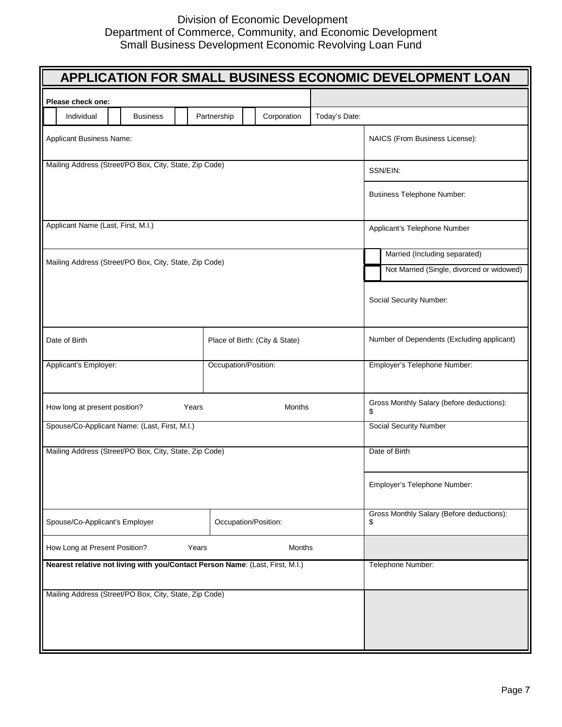Division of Economic Development
Department of Commerce, Community, and Economic Development
Small Business Development Economic Revolving Loan Fund

# APPLICATION FOR SMALL BUSINESS ECONOMIC DEVELOPMENT LOAN

**Please check one:**

| ☐ Individual | ☐ Business | ☐ Partnership | ☐ Corporation | Today's Date: |
|---|---|---|---|---|

| | | |
|---|---|---|
| Applicant Business Name: | | NAICS (From Business License): |
| Mailing Address (Street/PO Box, City, State, Zip Code) | | SSN/EIN: |
| | | Business Telephone Number: |
| Applicant Name (Last, First, M.I.) | | Applicant's Telephone Number |
| Mailing Address (Street/PO Box, City, State, Zip Code) | | ☐ Married (Including separated) ☐ Not Married (Single, divorced or widowed) |
| | | Social Security Number: |
| Date of Birth | Place of Birth: (City & State) | Number of Dependents (Excluding applicant) |
| Applicant's Employer: | Occupation/Position: | Employer's Telephone Number: |
| How long at present position? Years Months | | Gross Monthly Salary (before deductions): $ |
| Spouse/Co-Applicant Name: (Last, First, M.I.) | | Social Security Number |
| Mailing Address (Street/PO Box, City, State, Zip Code) | | Date of Birth |
| | | Employer's Telephone Number: |
| Spouse/Co-Applicant's Employer | Occupation/Position: | Gross Monthly Salary (Before deductions): $ |
| How Long at Present Position? Years Months | | |
| **Nearest relative not living with you/Contact Person Name**: (Last, First, M.I.) | | Telephone Number: |
| Mailing Address (Street/PO Box, City, State, Zip Code) | | |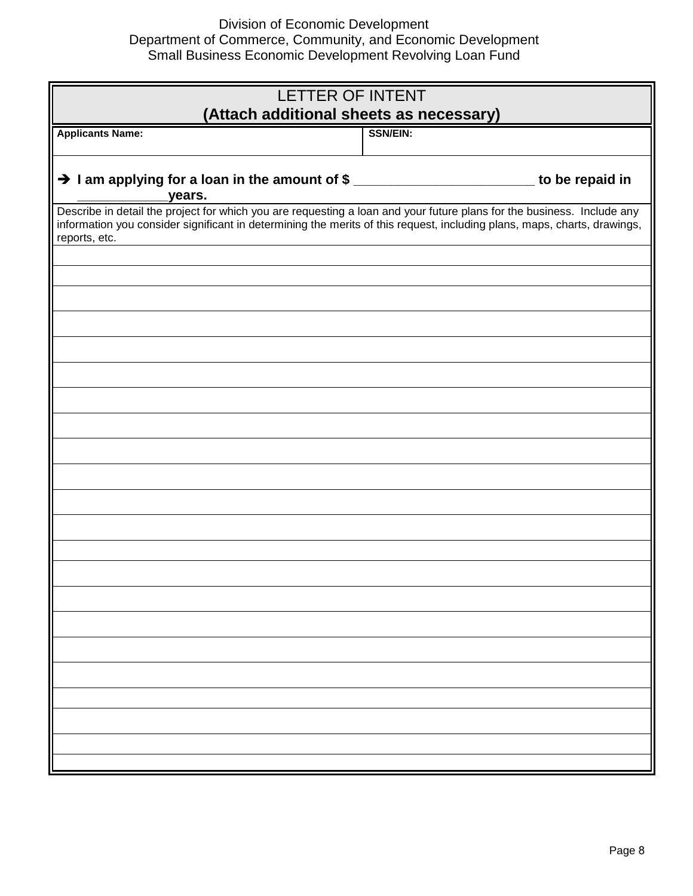Division of Economic Development
Department of Commerce, Community, and Economic Development
Small Business Economic Development Revolving Loan Fund

## LETTER OF INTENT
**(Attach additional sheets as necessary)**

| **Applicants Name:** | **SSN/EIN:** |
|---|---|
| | |

➔ **I am applying for a loan in the amount of $ ________________________ to be repaid in ____________years.**

Describe in detail the project for which you are requesting a loan and your future plans for the business. Include any information you consider significant in determining the merits of this request, including plans, maps, charts, drawings, reports, etc.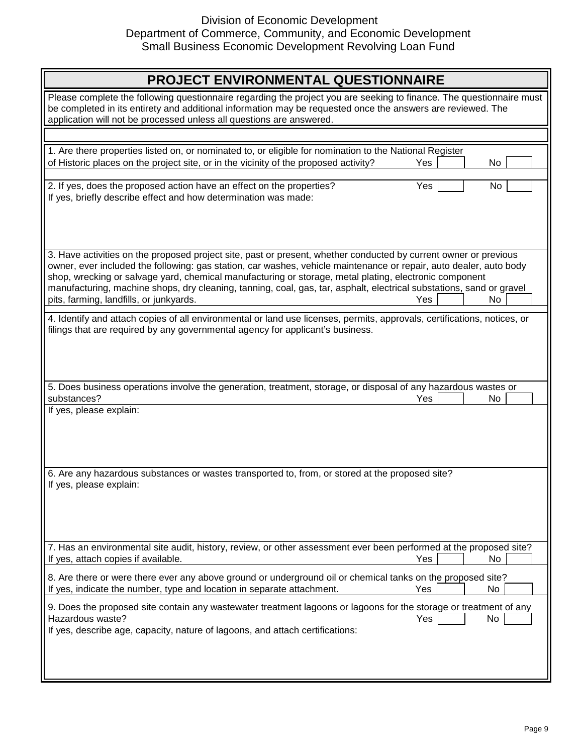Division of Economic Development
Department of Commerce, Community, and Economic Development
Small Business Economic Development Revolving Loan Fund

# PROJECT ENVIRONMENTAL QUESTIONNAIRE

Please complete the following questionnaire regarding the project you are seeking to finance. The questionnaire must be completed in its entirety and additional information may be requested once the answers are reviewed. The application will not be processed unless all questions are answered.

1. Are there properties listed on, or nominated to, or eligible for nomination to the National Register of Historic places on the project site, or in the vicinity of the proposed activity? Yes [ ] No [ ]

2. If yes, does the proposed action have an effect on the properties? Yes [ ] No [ ]
If yes, briefly describe effect and how determination was made:

3. Have activities on the proposed project site, past or present, whether conducted by current owner or previous owner, ever included the following: gas station, car washes, vehicle maintenance or repair, auto dealer, auto body shop, wrecking or salvage yard, chemical manufacturing or storage, metal plating, electronic component manufacturing, machine shops, dry cleaning, tanning, coal, gas, tar, asphalt, electrical substations, sand or gravel pits, farming, landfills, or junkyards. Yes [ ] No [ ]

4. Identify and attach copies of all environmental or land use licenses, permits, approvals, certifications, notices, or filings that are required by any governmental agency for applicant's business.

5. Does business operations involve the generation, treatment, storage, or disposal of any hazardous wastes or substances? Yes [ ] No [ ]
If yes, please explain:

6. Are any hazardous substances or wastes transported to, from, or stored at the proposed site?
If yes, please explain:

7. Has an environmental site audit, history, review, or other assessment ever been performed at the proposed site?
If yes, attach copies if available. Yes [ ] No [ ]

8. Are there or were there ever any above ground or underground oil or chemical tanks on the proposed site?
If yes, indicate the number, type and location in separate attachment. Yes [ ] No [ ]

9. Does the proposed site contain any wastewater treatment lagoons or lagoons for the storage or treatment of any Hazardous waste? Yes [ ] No [ ]
If yes, describe age, capacity, nature of lagoons, and attach certifications: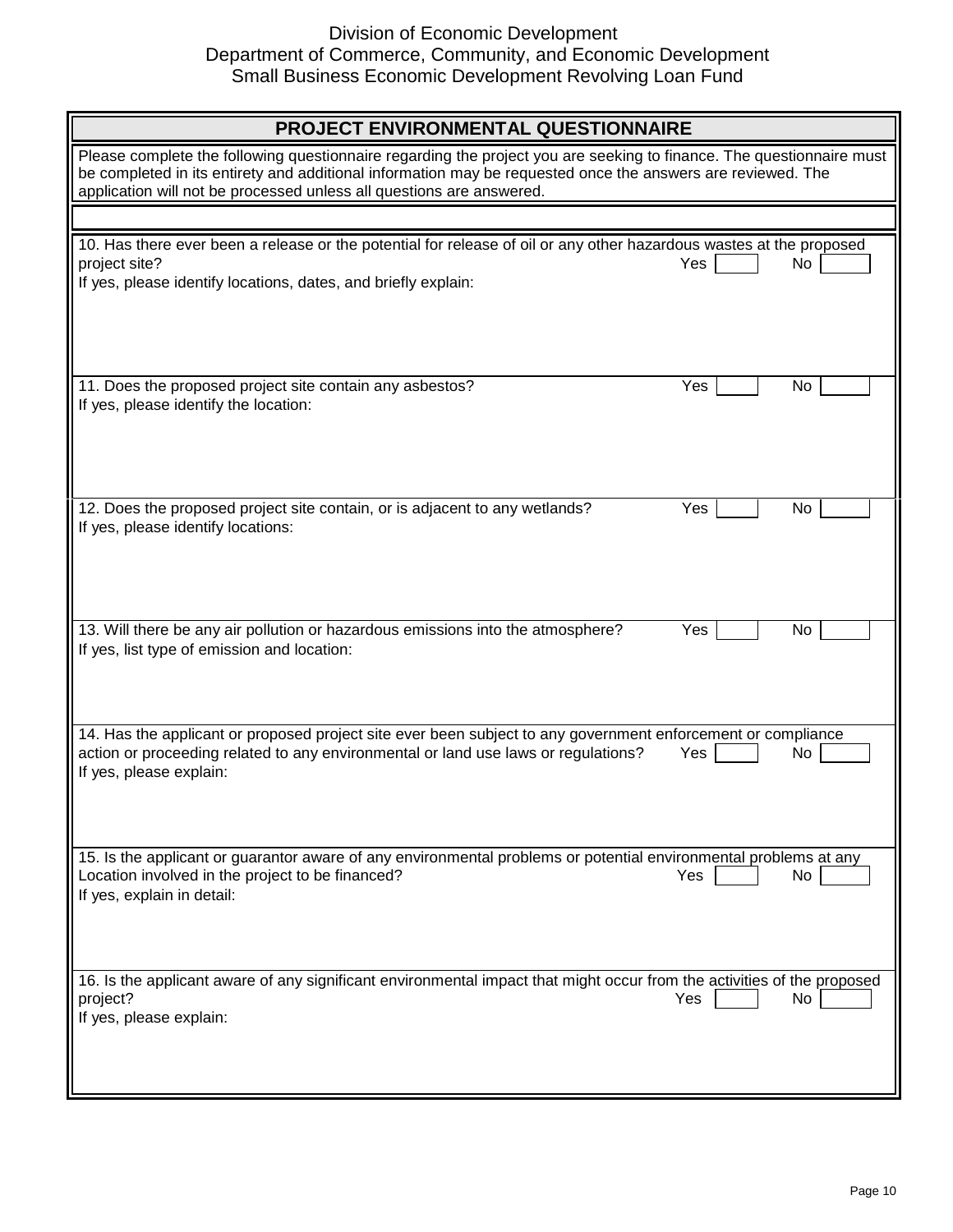Division of Economic Development
Department of Commerce, Community, and Economic Development
Small Business Economic Development Revolving Loan Fund

## PROJECT ENVIRONMENTAL QUESTIONNAIRE

Please complete the following questionnaire regarding the project you are seeking to finance. The questionnaire must be completed in its entirety and additional information may be requested once the answers are reviewed. The application will not be processed unless all questions are answered.

10. Has there ever been a release or the potential for release of oil or any other hazardous wastes at the proposed project site? Yes [ ] No [ ]

If yes, please identify locations, dates, and briefly explain:

11. Does the proposed project site contain any asbestos? Yes [ ] No [ ]

If yes, please identify the location:

12. Does the proposed project site contain, or is adjacent to any wetlands? Yes [ ] No [ ]

If yes, please identify locations:

13. Will there be any air pollution or hazardous emissions into the atmosphere? Yes [ ] No [ ]

If yes, list type of emission and location:

14. Has the applicant or proposed project site ever been subject to any government enforcement or compliance action or proceeding related to any environmental or land use laws or regulations? Yes [ ] No [ ]

If yes, please explain:

15. Is the applicant or guarantor aware of any environmental problems or potential environmental problems at any Location involved in the project to be financed? Yes [ ] No [ ]

If yes, explain in detail:

16. Is the applicant aware of any significant environmental impact that might occur from the activities of the proposed project? Yes [ ] No [ ]

If yes, please explain: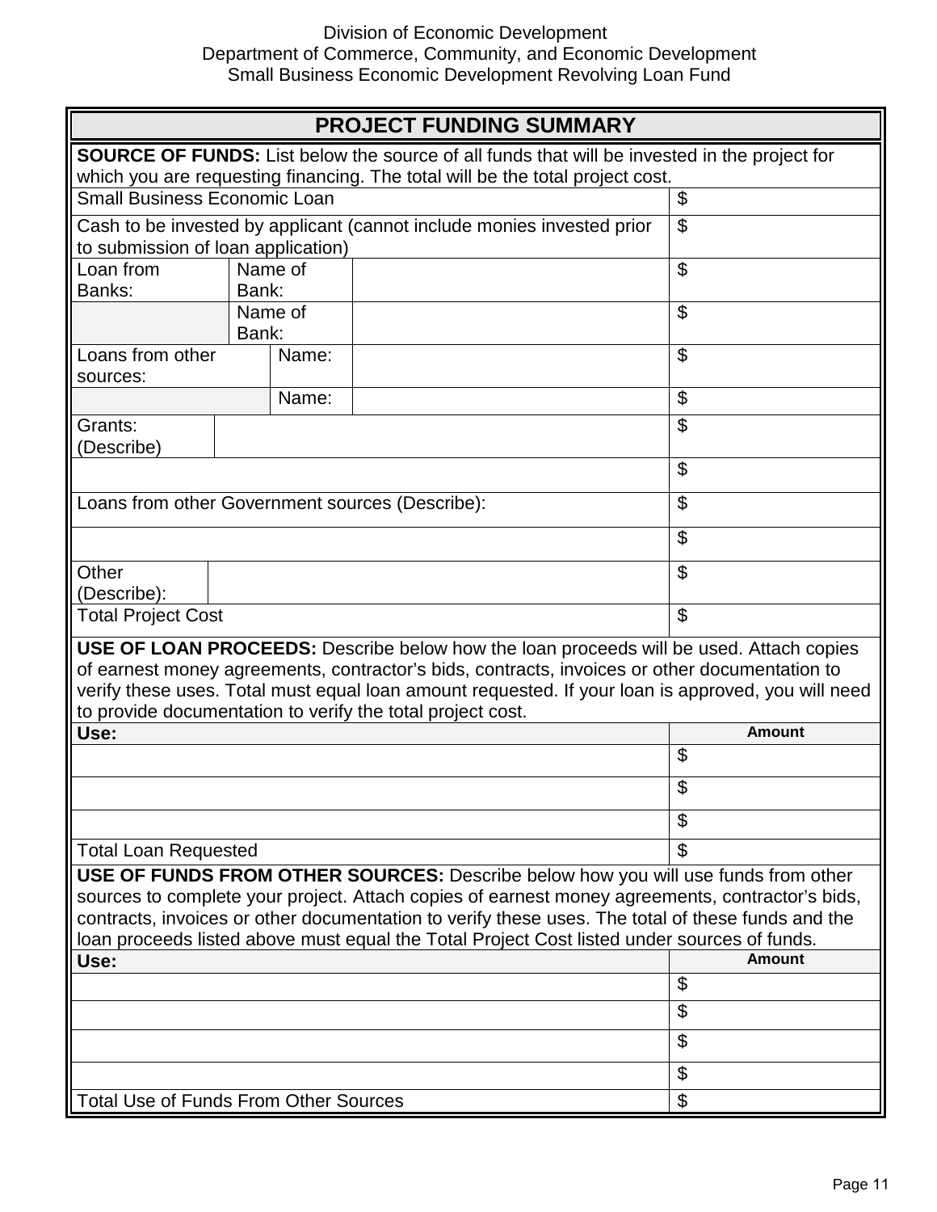Division of Economic Development
Department of Commerce, Community, and Economic Development
Small Business Economic Development Revolving Loan Fund

## PROJECT FUNDING SUMMARY

**SOURCE OF FUNDS:** List below the source of all funds that will be invested in the project for which you are requesting financing. The total will be the total project cost.

| Source | | | | Amount |
|---|---|---|---|---|
| Small Business Economic Loan | | | | $ |
| Cash to be invested by applicant (cannot include monies invested prior to submission of loan application) | | | | $ |
| Loan from Banks: | Name of Bank: | | | $ |
| | Name of Bank: | | | $ |
| Loans from other sources: | | Name: | | $ |
| | | Name: | | $ |
| Grants: (Describe) | | | | $ |
| | | | | $ |
| Loans from other Government sources (Describe): | | | | $ |
| | | | | $ |
| Other (Describe): | | | | $ |
| Total Project Cost | | | | $ |

**USE OF LOAN PROCEEDS:** Describe below how the loan proceeds will be used. Attach copies of earnest money agreements, contractor's bids, contracts, invoices or other documentation to verify these uses. Total must equal loan amount requested. If your loan is approved, you will need to provide documentation to verify the total project cost.

| **Use:** | **Amount** |
|---|---|
| | $ |
| | $ |
| | $ |
| Total Loan Requested | $ |

**USE OF FUNDS FROM OTHER SOURCES:** Describe below how you will use funds from other sources to complete your project. Attach copies of earnest money agreements, contractor's bids, contracts, invoices or other documentation to verify these uses. The total of these funds and the loan proceeds listed above must equal the Total Project Cost listed under sources of funds.

| **Use:** | **Amount** |
|---|---|
| | $ |
| | $ |
| | $ |
| | $ |
| Total Use of Funds From Other Sources | $ |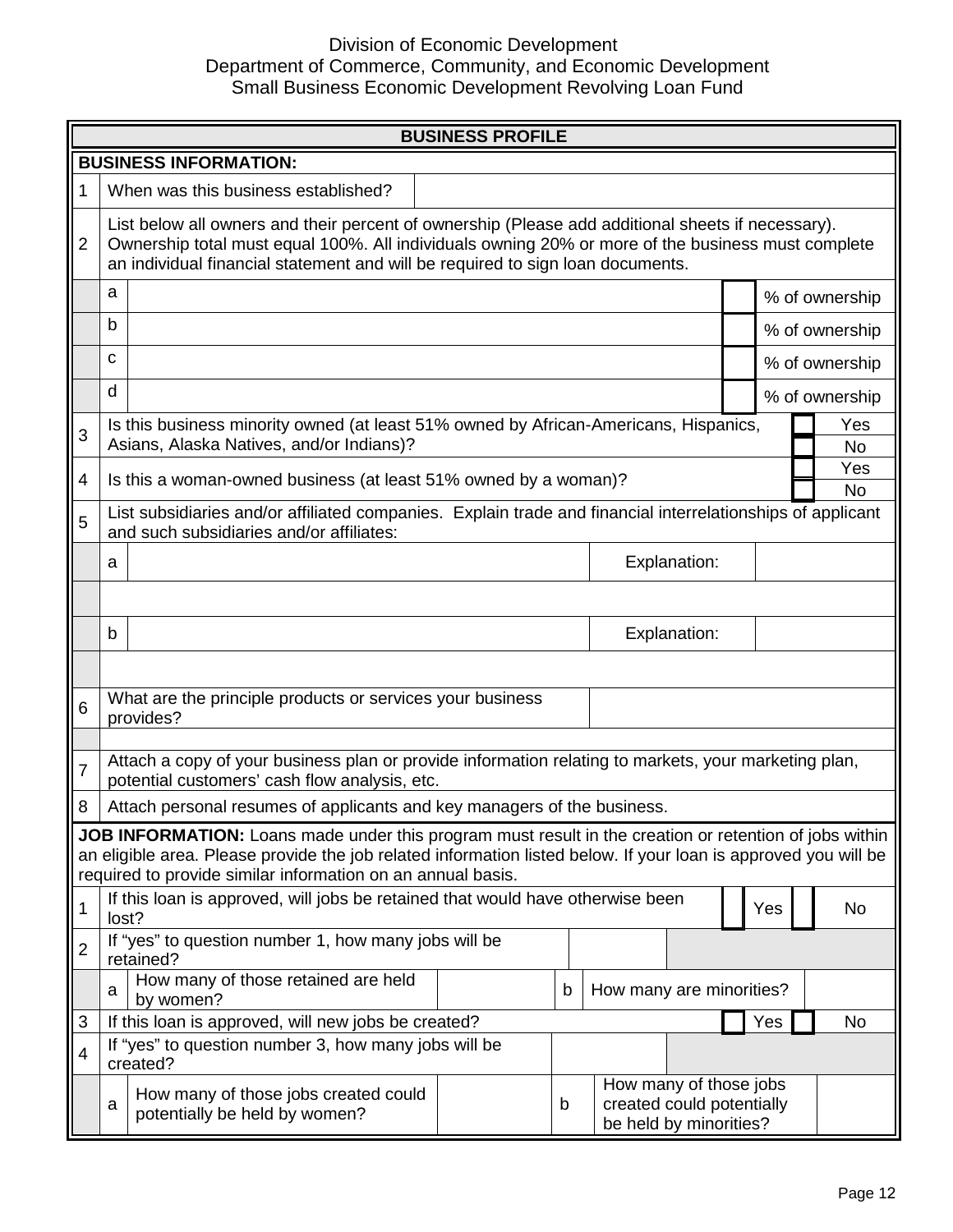Division of Economic Development
Department of Commerce, Community, and Economic Development
Small Business Economic Development Revolving Loan Fund

## BUSINESS PROFILE

### BUSINESS INFORMATION:

| | | | | |
|---|---|---|---|---|
| 1 | When was this business established? | | | |
| 2 | List below all owners and their percent of ownership (Please add additional sheets if necessary). Ownership total must equal 100%. All individuals owning 20% or more of the business must complete an individual financial statement and will be required to sign loan documents. | | | |
| | a | | | % of ownership |
| | b | | | % of ownership |
| | c | | | % of ownership |
| | d | | | % of ownership |
| 3 | Is this business minority owned (at least 51% owned by African-Americans, Hispanics, Asians, Alaska Natives, and/or Indians)? | | | ☐ Yes ☐ No |
| 4 | Is this a woman-owned business (at least 51% owned by a woman)? | | | ☐ Yes ☐ No |
| 5 | List subsidiaries and/or affiliated companies. Explain trade and financial interrelationships of applicant and such subsidiaries and/or affiliates: | | | |
| | a | | Explanation: | |
| | | | | |
| | b | | Explanation: | |
| | | | | |
| 6 | What are the principle products or services your business provides? | | | |
| | | | | |
| 7 | Attach a copy of your business plan or provide information relating to markets, your marketing plan, potential customers' cash flow analysis, etc. | | | |
| 8 | Attach personal resumes of applicants and key managers of the business. | | | |

**JOB INFORMATION:** Loans made under this program must result in the creation or retention of jobs within an eligible area. Please provide the job related information listed below. If your loan is approved you will be required to provide similar information on an annual basis.

| | | | | | |
|---|---|---|---|---|---|
| 1 | If this loan is approved, will jobs be retained that would have otherwise been lost? | | | | ☐ Yes ☐ No |
| 2 | If "yes" to question number 1, how many jobs will be retained? | | | | |
| | a. How many of those retained are held by women? | | b | How many are minorities? | |
| 3 | If this loan is approved, will new jobs be created? | | | | ☐ Yes ☐ No |
| 4 | If "yes" to question number 3, how many jobs will be created? | | | | |
| | a. How many of those jobs created could potentially be held by women? | | b | How many of those jobs created could potentially be held by minorities? | |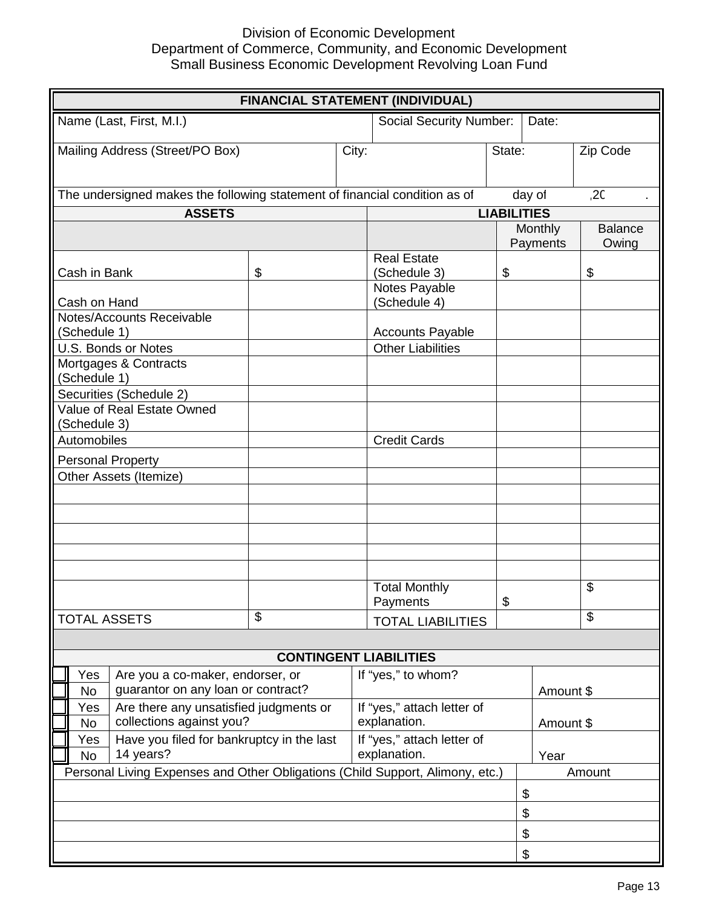Division of Economic Development
Department of Commerce, Community, and Economic Development
Small Business Economic Development Revolving Loan Fund

## FINANCIAL STATEMENT (INDIVIDUAL)

| Name (Last, First, M.I.) | | Social Security Number: | Date: |
|---|---|---|---|
| **Mailing Address (Street/PO Box)** | **City:** | **State:** | **Zip Code** |

The undersigned makes the following statement of financial condition as of ______ day of ______, 20____.

| ASSETS | | LIABILITIES | | |
|---|---|---|---|---|
| | | | Monthly Payments | Balance Owing |
| Cash in Bank | $ | Real Estate (Schedule 3) | $ | $ |
| Cash on Hand | | Notes Payable (Schedule 4) | | |
| Notes/Accounts Receivable (Schedule 1) | | Accounts Payable | | |
| U.S. Bonds or Notes | | Other Liabilities | | |
| Mortgages & Contracts (Schedule 1) | | | | |
| Securities (Schedule 2) | | | | |
| Value of Real Estate Owned (Schedule 3) | | | | |
| Automobiles | | Credit Cards | | |
| Personal Property | | | | |
| Other Assets (Itemize) | | | | |
| | | | | |
| | | | | |
| | | | | |
| | | | | |
| | | | | |
| | | Total Monthly Payments | $ | $ |
| TOTAL ASSETS | $ | TOTAL LIABILITIES | | $ |

## CONTINGENT LIABILITIES

| | | | | |
|---|---|---|---|---|
| ☐ Yes ☐ No | Are you a co-maker, endorser, or guarantor on any loan or contract? | If "yes," to whom? | Amount $ |
| ☐ Yes ☐ No | Are there any unsatisfied judgments or collections against you? | If "yes," attach letter of explanation. | Amount $ |
| ☐ Yes ☐ No | Have you filed for bankruptcy in the last 14 years? | If "yes," attach letter of explanation. | Year |

| Personal Living Expenses and Other Obligations (Child Support, Alimony, etc.) | Amount |
|---|---|
| | $ |
| | $ |
| | $ |
| | $ |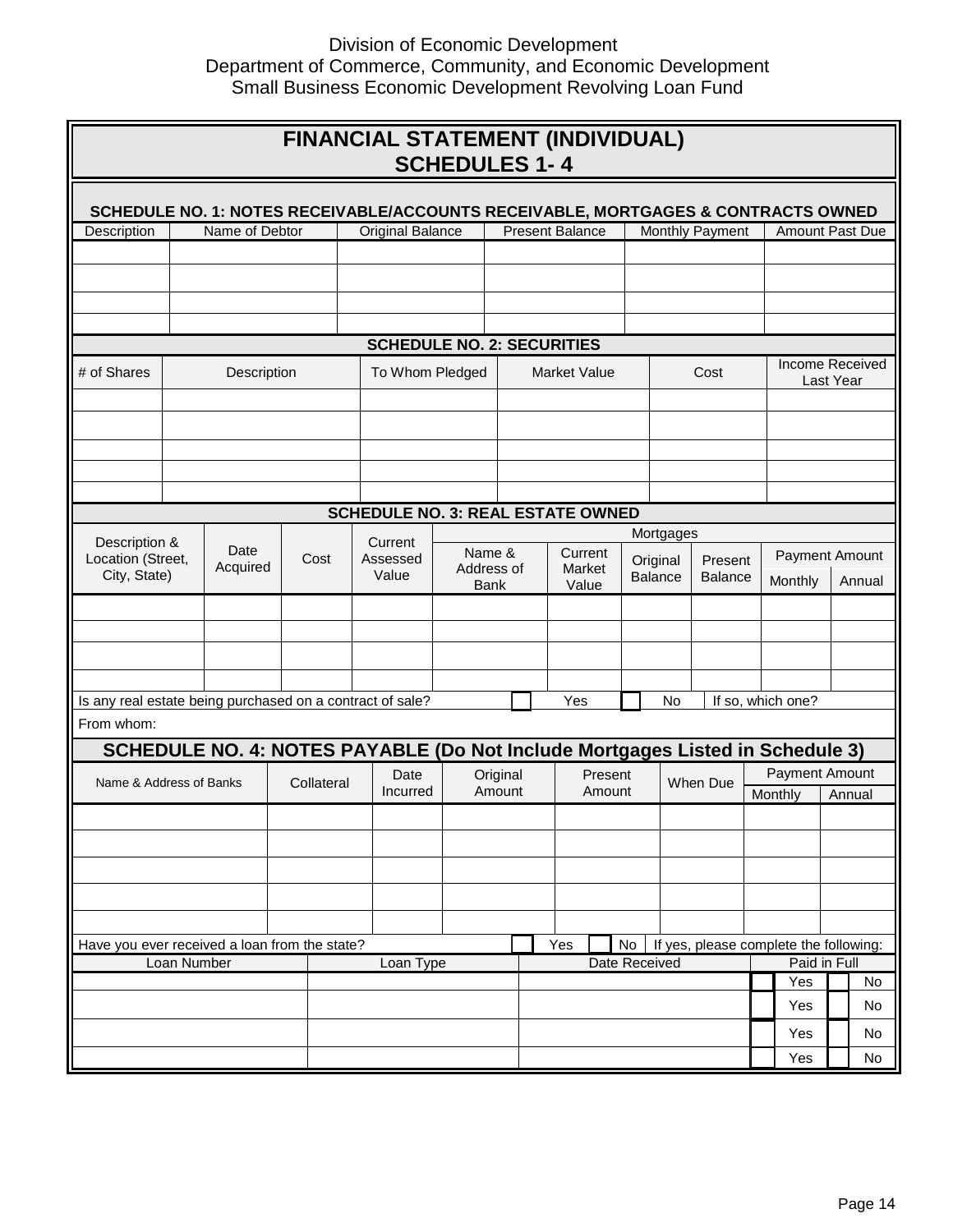Division of Economic Development
Department of Commerce, Community, and Economic Development
Small Business Economic Development Revolving Loan Fund

# FINANCIAL STATEMENT (INDIVIDUAL) SCHEDULES 1- 4

## SCHEDULE NO. 1: NOTES RECEIVABLE/ACCOUNTS RECEIVABLE, MORTGAGES & CONTRACTS OWNED

| Description | Name of Debtor | Original Balance | Present Balance | Monthly Payment | Amount Past Due |
|---|---|---|---|---|---|
| | | | | | |
| | | | | | |
| | | | | | |
| | | | | | |

## SCHEDULE NO. 2: SECURITIES

| # of Shares | Description | To Whom Pledged | Market Value | Cost | Income Received Last Year |
|---|---|---|---|---|---|
| | | | | | |
| | | | | | |
| | | | | | |
| | | | | | |
| | | | | | |

## SCHEDULE NO. 3: REAL ESTATE OWNED

| Description & Location (Street, City, State) | Date Acquired | Cost | Current Assessed Value | Mortgages | | | | | |
|---|---|---|---|---|---|---|---|---|---|
| | | | | Name & Address of Bank | Current Market Value | Original Balance | Present Balance | Payment Amount | |
| | | | | | | | | Monthly | Annual |
| | | | | | | | | | |
| | | | | | | | | | |
| | | | | | | | | | |
| | | | | | | | | | |

Is any real estate being purchased on a contract of sale? ☐ Yes ☐ No If so, which one?

From whom:

## SCHEDULE NO. 4: NOTES PAYABLE (Do Not Include Mortgages Listed in Schedule 3)

| Name & Address of Banks | Collateral | Date Incurred | Original Amount | Present Amount | When Due | Payment Amount | |
|---|---|---|---|---|---|---|---|
| | | | | | | Monthly | Annual |
| | | | | | | | |
| | | | | | | | |
| | | | | | | | |
| | | | | | | | |
| | | | | | | | |

Have you ever received a loan from the state? ☐ Yes ☐ No If yes, please complete the following:

| Loan Number | Loan Type | Date Received | Paid in Full |
|---|---|---|---|
| | | | ☐ Yes ☐ No |
| | | | ☐ Yes ☐ No |
| | | | ☐ Yes ☐ No |
| | | | ☐ Yes ☐ No |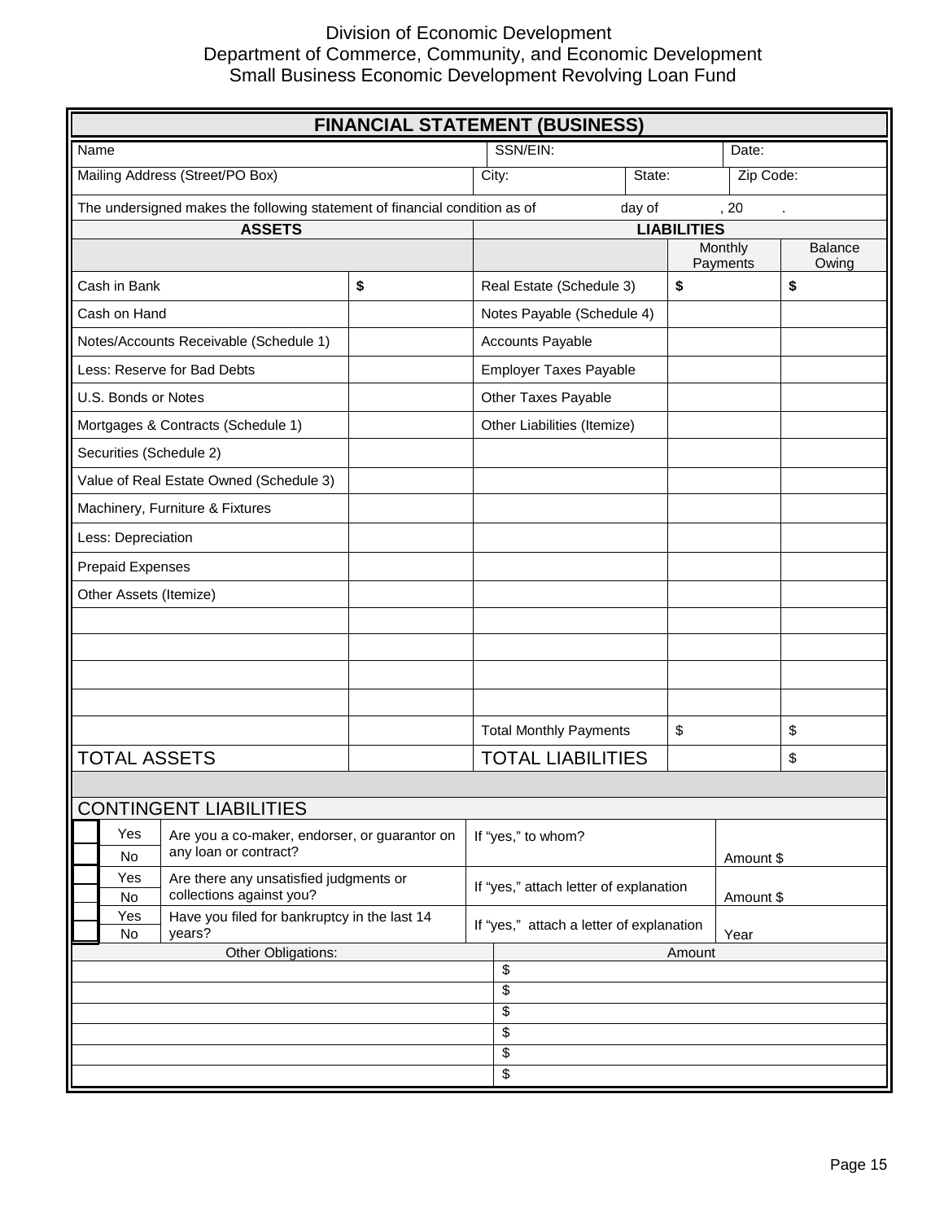Division of Economic Development
Department of Commerce, Community, and Economic Development
Small Business Economic Development Revolving Loan Fund

## FINANCIAL STATEMENT (BUSINESS)

| Name | SSN/EIN: | Date: |
|---|---|---|
| Mailing Address (Street/PO Box) | City: State: | Zip Code: |

The undersigned makes the following statement of financial condition as of ______ day of ______ , 20 ___ .

| ASSETS | | LIABILITIES | Monthly Payments | Balance Owing |
|---|---|---|---|---|
| Cash in Bank | $ | Real Estate (Schedule 3) | $ | $ |
| Cash on Hand | | Notes Payable (Schedule 4) | | |
| Notes/Accounts Receivable (Schedule 1) | | Accounts Payable | | |
| Less: Reserve for Bad Debts | | Employer Taxes Payable | | |
| U.S. Bonds or Notes | | Other Taxes Payable | | |
| Mortgages & Contracts (Schedule 1) | | Other Liabilities (Itemize) | | |
| Securities (Schedule 2) | | | | |
| Value of Real Estate Owned (Schedule 3) | | | | |
| Machinery, Furniture & Fixtures | | | | |
| Less: Depreciation | | | | |
| Prepaid Expenses | | | | |
| Other Assets (Itemize) | | | | |
| | | | | |
| | | | | |
| | | | | |
| | | | | |
| | | Total Monthly Payments | $ | $ |
| TOTAL ASSETS | | TOTAL LIABILITIES | | $ |

## CONTINGENT LIABILITIES

| | | | |
|---|---|---|---|
| ☐ Yes ☐ No | Are you a co-maker, endorser, or guarantor on any loan or contract? | If "yes," to whom? | Amount $ |
| ☐ Yes ☐ No | Are there any unsatisfied judgments or collections against you? | If "yes," attach letter of explanation | Amount $ |
| ☐ Yes ☐ No | Have you filed for bankruptcy in the last 14 years? | If "yes," attach a letter of explanation | Year |

| Other Obligations: | Amount |
|---|---|
| | $ |
| | $ |
| | $ |
| | $ |
| | $ |
| | $ |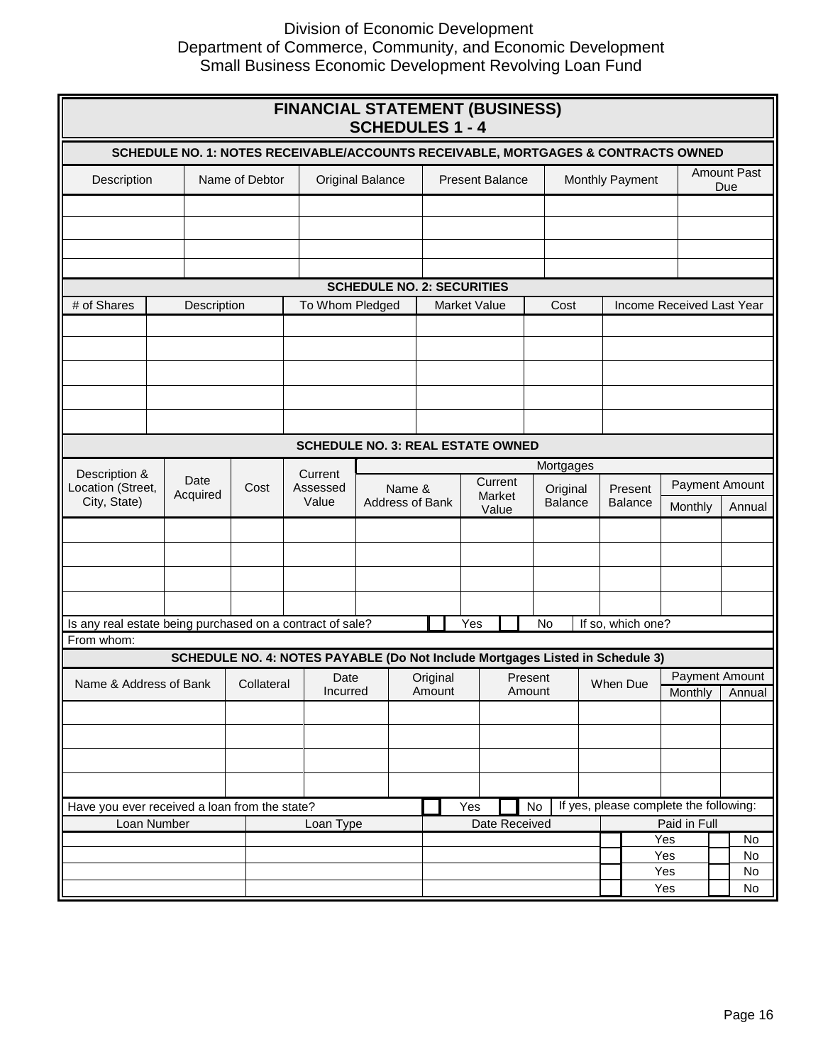Division of Economic Development
Department of Commerce, Community, and Economic Development
Small Business Economic Development Revolving Loan Fund

# FINANCIAL STATEMENT (BUSINESS) SCHEDULES 1 - 4

## SCHEDULE NO. 1: NOTES RECEIVABLE/ACCOUNTS RECEIVABLE, MORTGAGES & CONTRACTS OWNED

| Description | Name of Debtor | Original Balance | Present Balance | Monthly Payment | Amount Past Due |
|---|---|---|---|---|---|
| | | | | | |
| | | | | | |
| | | | | | |
| | | | | | |

## SCHEDULE NO. 2: SECURITIES

| # of Shares | Description | To Whom Pledged | Market Value | Cost | Income Received Last Year |
|---|---|---|---|---|---|
| | | | | | |
| | | | | | |
| | | | | | |
| | | | | | |
| | | | | | |

## SCHEDULE NO. 3: REAL ESTATE OWNED

| Description & Location (Street, City, State) | Date Acquired | Cost | Current Assessed Value | Mortgages | | | | | |
|---|---|---|---|---|---|---|---|---|---|
| | | | | Name & Address of Bank | Current Market Value | Original Balance | Present Balance | Payment Amount | |
| | | | | | | | | Monthly | Annual |
| | | | | | | | | | |
| | | | | | | | | | |
| | | | | | | | | | |
| | | | | | | | | | |

Is any real estate being purchased on a contract of sale? ☐ Yes ☐ No If so, which one?

From whom:

## SCHEDULE NO. 4: NOTES PAYABLE (Do Not Include Mortgages Listed in Schedule 3)

| Name & Address of Bank | Collateral | Date Incurred | Original Amount | Present Amount | When Due | Payment Amount | |
|---|---|---|---|---|---|---|---|
| | | | | | | Monthly | Annual |
| | | | | | | | |
| | | | | | | | |
| | | | | | | | |
| | | | | | | | |

Have you ever received a loan from the state? ☐ Yes ☐ No If yes, please complete the following:

| Loan Number | Loan Type | Date Received | Paid in Full |
|---|---|---|---|
| | | | ☐ Yes ☐ No |
| | | | ☐ Yes ☐ No |
| | | | ☐ Yes ☐ No |
| | | | ☐ Yes ☐ No |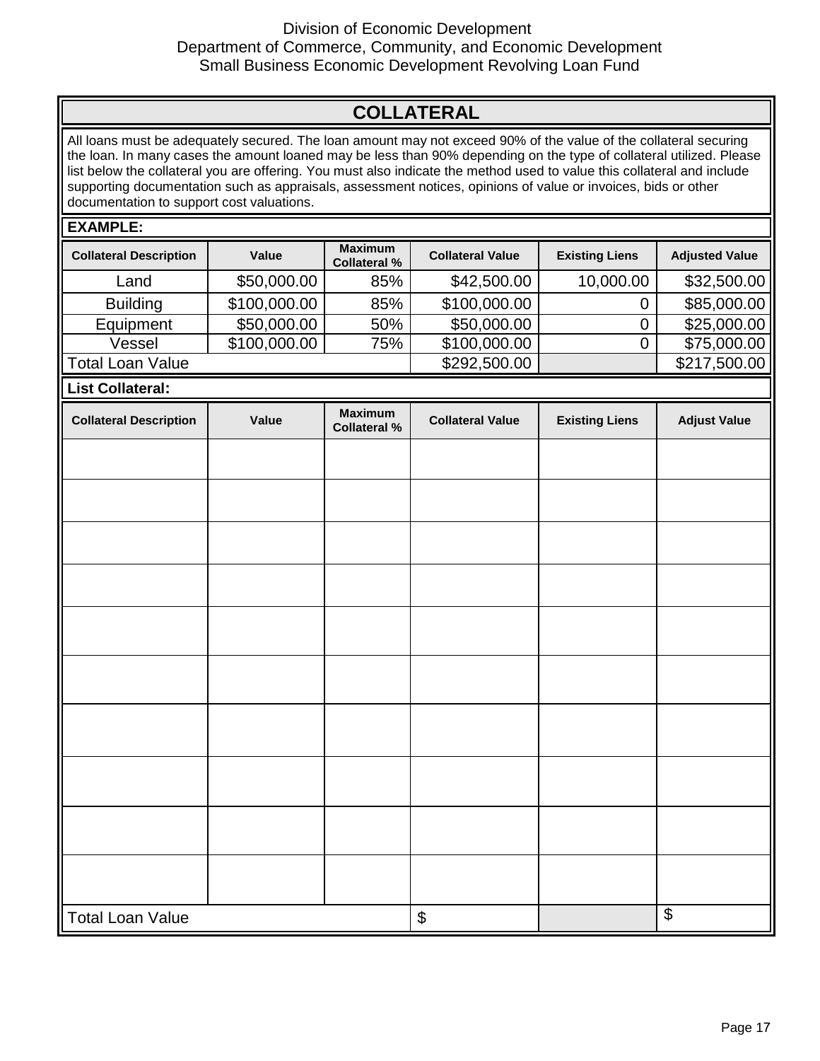Division of Economic Development
Department of Commerce, Community, and Economic Development
Small Business Economic Development Revolving Loan Fund

## COLLATERAL

All loans must be adequately secured. The loan amount may not exceed 90% of the value of the collateral securing the loan. In many cases the amount loaned may be less than 90% depending on the type of collateral utilized. Please list below the collateral you are offering. You must also indicate the method used to value this collateral and include supporting documentation such as appraisals, assessment notices, opinions of value or invoices, bids or other documentation to support cost valuations.

**EXAMPLE:**

| Collateral Description | Value | Maximum Collateral % | Collateral Value | Existing Liens | Adjusted Value |
|---|---|---|---|---|---|
| Land | $50,000.00 | 85% | $42,500.00 | 10,000.00 | $32,500.00 |
| Building | $100,000.00 | 85% | $100,000.00 | 0 | $85,000.00 |
| Equipment | $50,000.00 | 50% | $50,000.00 | 0 | $25,000.00 |
| Vessel | $100,000.00 | 75% | $100,000.00 | 0 | $75,000.00 |
| Total Loan Value | | | $292,500.00 | | $217,500.00 |

**List Collateral:**

| Collateral Description | Value | Maximum Collateral % | Collateral Value | Existing Liens | Adjust Value |
|---|---|---|---|---|---|
| | | | | | |
| | | | | | |
| | | | | | |
| | | | | | |
| | | | | | |
| | | | | | |
| | | | | | |
| | | | | | |
| | | | | | |
| | | | | | |
| Total Loan Value | | | $ | | $ |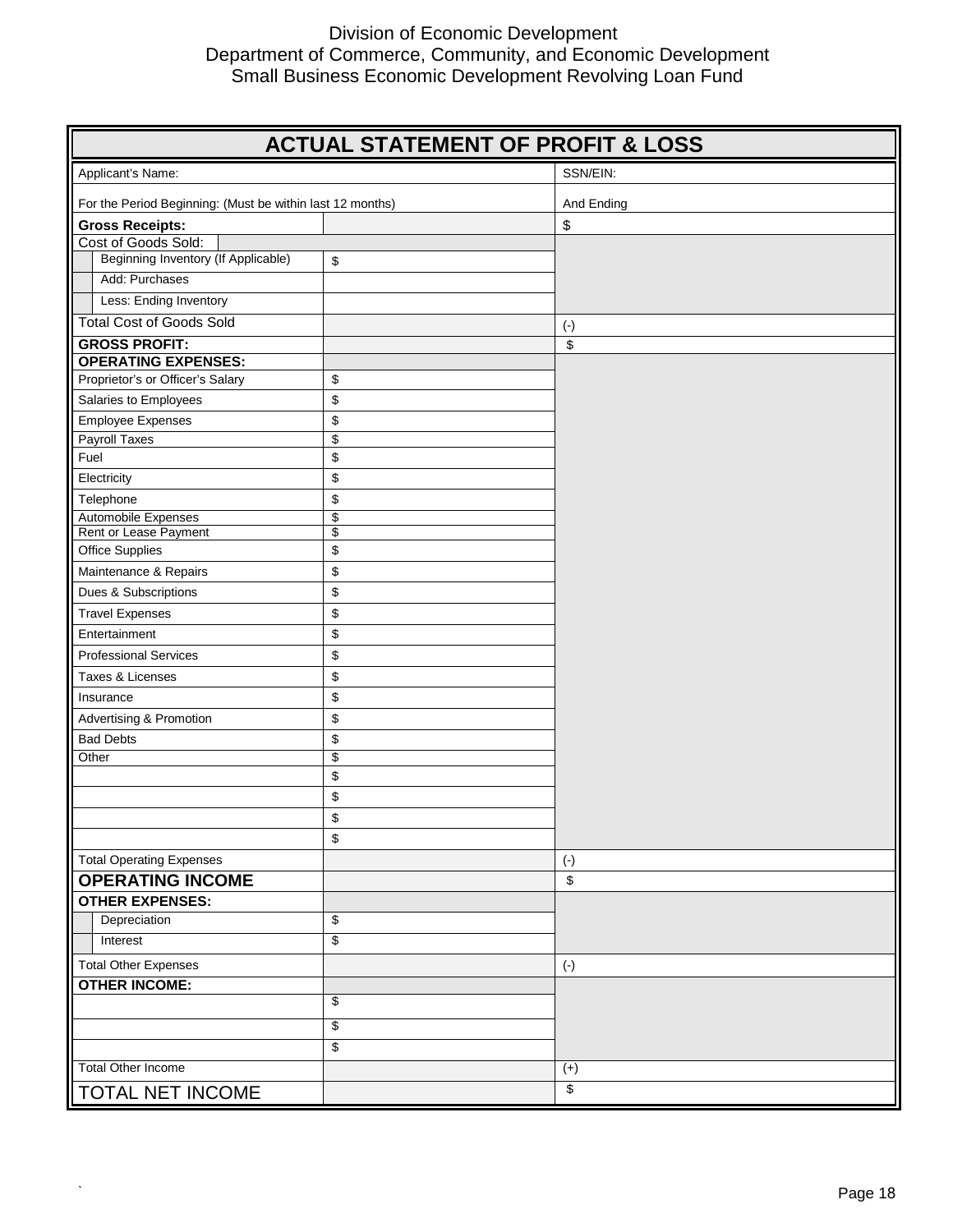Division of Economic Development
Department of Commerce, Community, and Economic Development
Small Business Economic Development Revolving Loan Fund

## ACTUAL STATEMENT OF PROFIT & LOSS

| | | |
|---|---|---|
| Applicant's Name: | | SSN/EIN: |
| For the Period Beginning: (Must be within last 12 months) | | And Ending |
| **Gross Receipts:** | | $ |
| Cost of Goods Sold: | | |
| Beginning Inventory (If Applicable) | $ | |
| Add: Purchases | | |
| Less: Ending Inventory | | |
| Total Cost of Goods Sold | | (-) |
| **GROSS PROFIT:** | | $ |
| **OPERATING EXPENSES:** | | |
| Proprietor's or Officer's Salary | $ | |
| Salaries to Employees | $ | |
| Employee Expenses | $ | |
| Payroll Taxes | $ | |
| Fuel | $ | |
| Electricity | $ | |
| Telephone | $ | |
| Automobile Expenses | $ | |
| Rent or Lease Payment | $ | |
| Office Supplies | $ | |
| Maintenance & Repairs | $ | |
| Dues & Subscriptions | $ | |
| Travel Expenses | $ | |
| Entertainment | $ | |
| Professional Services | $ | |
| Taxes & Licenses | $ | |
| Insurance | $ | |
| Advertising & Promotion | $ | |
| Bad Debts | $ | |
| Other | $ | |
| | $ | |
| | $ | |
| | $ | |
| | $ | |
| Total Operating Expenses | | (-) |
| **OPERATING INCOME** | | $ |
| **OTHER EXPENSES:** | | |
| Depreciation | $ | |
| Interest | $ | |
| Total Other Expenses | | (-) |
| **OTHER INCOME:** | | |
| | $ | |
| | $ | |
| | $ | |
| Total Other Income | | (+) |
| TOTAL NET INCOME | | $ |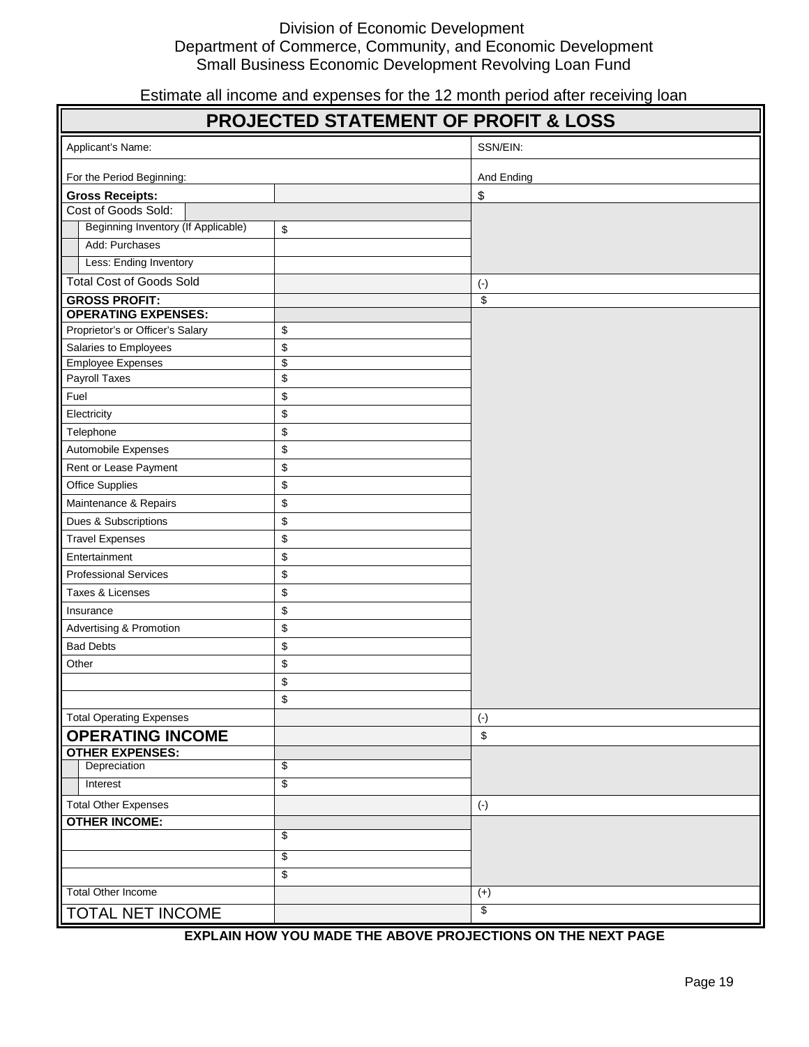Division of Economic Development
Department of Commerce, Community, and Economic Development
Small Business Economic Development Revolving Loan Fund

Estimate all income and expenses for the 12 month period after receiving loan

## PROJECTED STATEMENT OF PROFIT & LOSS

| | | |
|---|---|---|
| Applicant's Name: | | SSN/EIN: |
| For the Period Beginning: | | And Ending |
| **Gross Receipts:** | | $ |
| Cost of Goods Sold: | | |
| Beginning Inventory (If Applicable) | $ | |
| Add: Purchases | | |
| Less: Ending Inventory | | |
| Total Cost of Goods Sold | | (-) |
| **GROSS PROFIT:** | | $ |
| **OPERATING EXPENSES:** | | |
| Proprietor's or Officer's Salary | $ | |
| Salaries to Employees | $ | |
| Employee Expenses | $ | |
| Payroll Taxes | $ | |
| Fuel | $ | |
| Electricity | $ | |
| Telephone | $ | |
| Automobile Expenses | $ | |
| Rent or Lease Payment | $ | |
| Office Supplies | $ | |
| Maintenance & Repairs | $ | |
| Dues & Subscriptions | $ | |
| Travel Expenses | $ | |
| Entertainment | $ | |
| Professional Services | $ | |
| Taxes & Licenses | $ | |
| Insurance | $ | |
| Advertising & Promotion | $ | |
| Bad Debts | $ | |
| Other | $ | |
| | $ | |
| | $ | |
| Total Operating Expenses | | (-) |
| **OPERATING INCOME** | | $ |
| **OTHER EXPENSES:** | | |
| Depreciation | $ | |
| Interest | $ | |
| Total Other Expenses | | (-) |
| **OTHER INCOME:** | | |
| | $ | |
| | $ | |
| | $ | |
| Total Other Income | | (+) |
| TOTAL NET INCOME | | $ |

**EXPLAIN HOW YOU MADE THE ABOVE PROJECTIONS ON THE NEXT PAGE**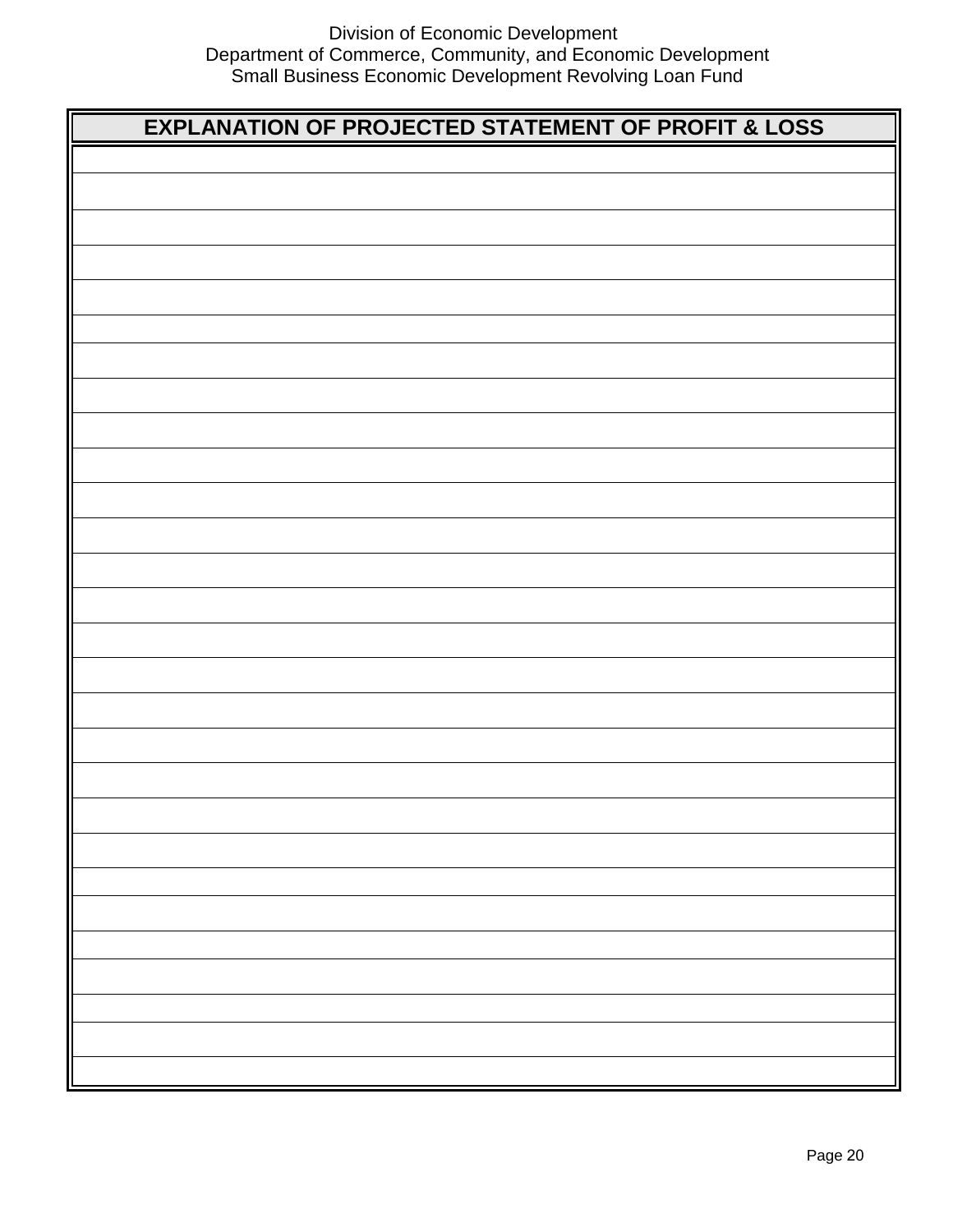# EXPLANATION OF PROJECTED STATEMENT OF PROFIT & LOSS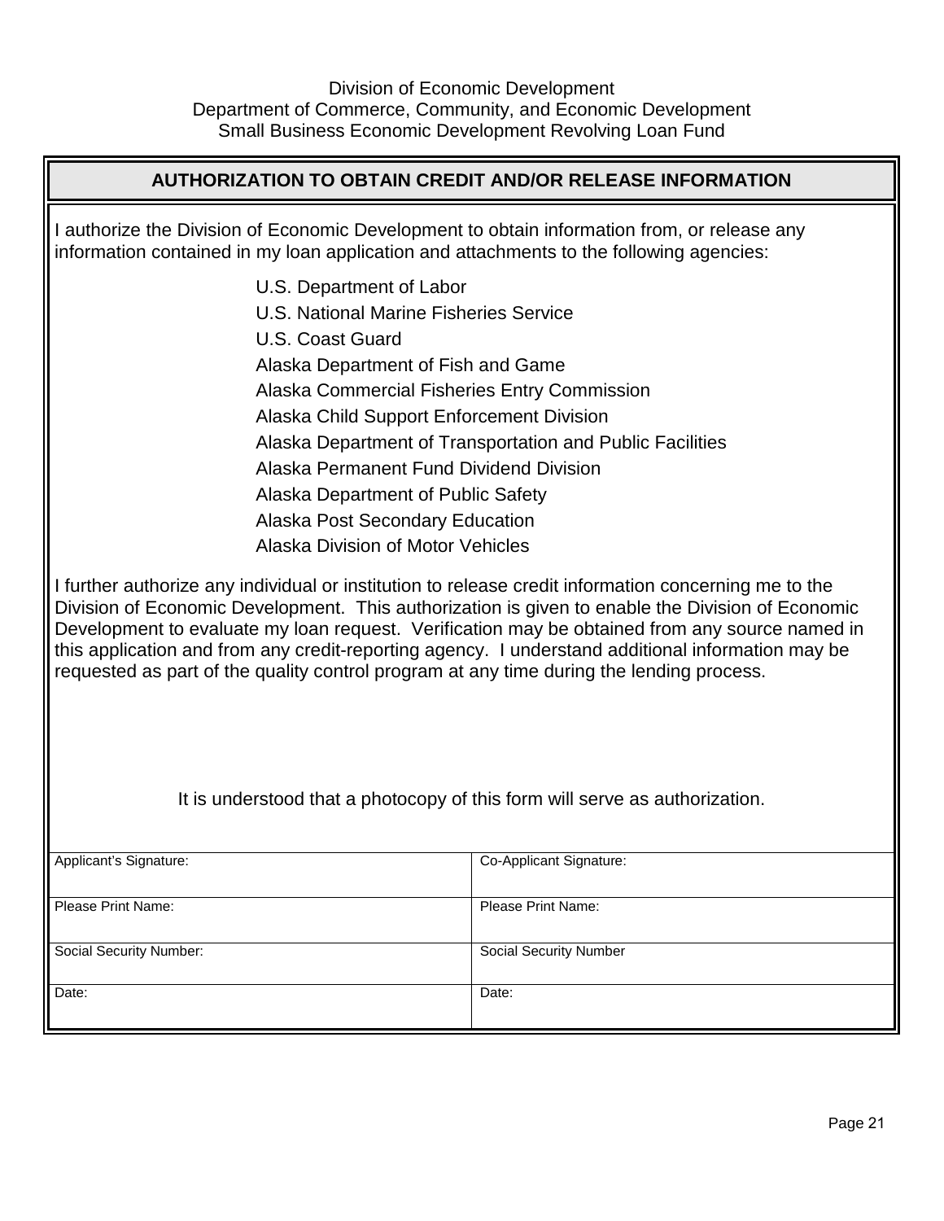Division of Economic Development
Department of Commerce, Community, and Economic Development
Small Business Economic Development Revolving Loan Fund

## AUTHORIZATION TO OBTAIN CREDIT AND/OR RELEASE INFORMATION

I authorize the Division of Economic Development to obtain information from, or release any information contained in my loan application and attachments to the following agencies:

U.S. Department of Labor
U.S. National Marine Fisheries Service
U.S. Coast Guard
Alaska Department of Fish and Game
Alaska Commercial Fisheries Entry Commission
Alaska Child Support Enforcement Division
Alaska Department of Transportation and Public Facilities
Alaska Permanent Fund Dividend Division
Alaska Department of Public Safety
Alaska Post Secondary Education
Alaska Division of Motor Vehicles

I further authorize any individual or institution to release credit information concerning me to the Division of Economic Development. This authorization is given to enable the Division of Economic Development to evaluate my loan request. Verification may be obtained from any source named in this application and from any credit-reporting agency. I understand additional information may be requested as part of the quality control program at any time during the lending process.

It is understood that a photocopy of this form will serve as authorization.

| | |
|---|---|
| Applicant's Signature: | Co-Applicant Signature: |
| Please Print Name: | Please Print Name: |
| Social Security Number: | Social Security Number |
| Date: | Date: |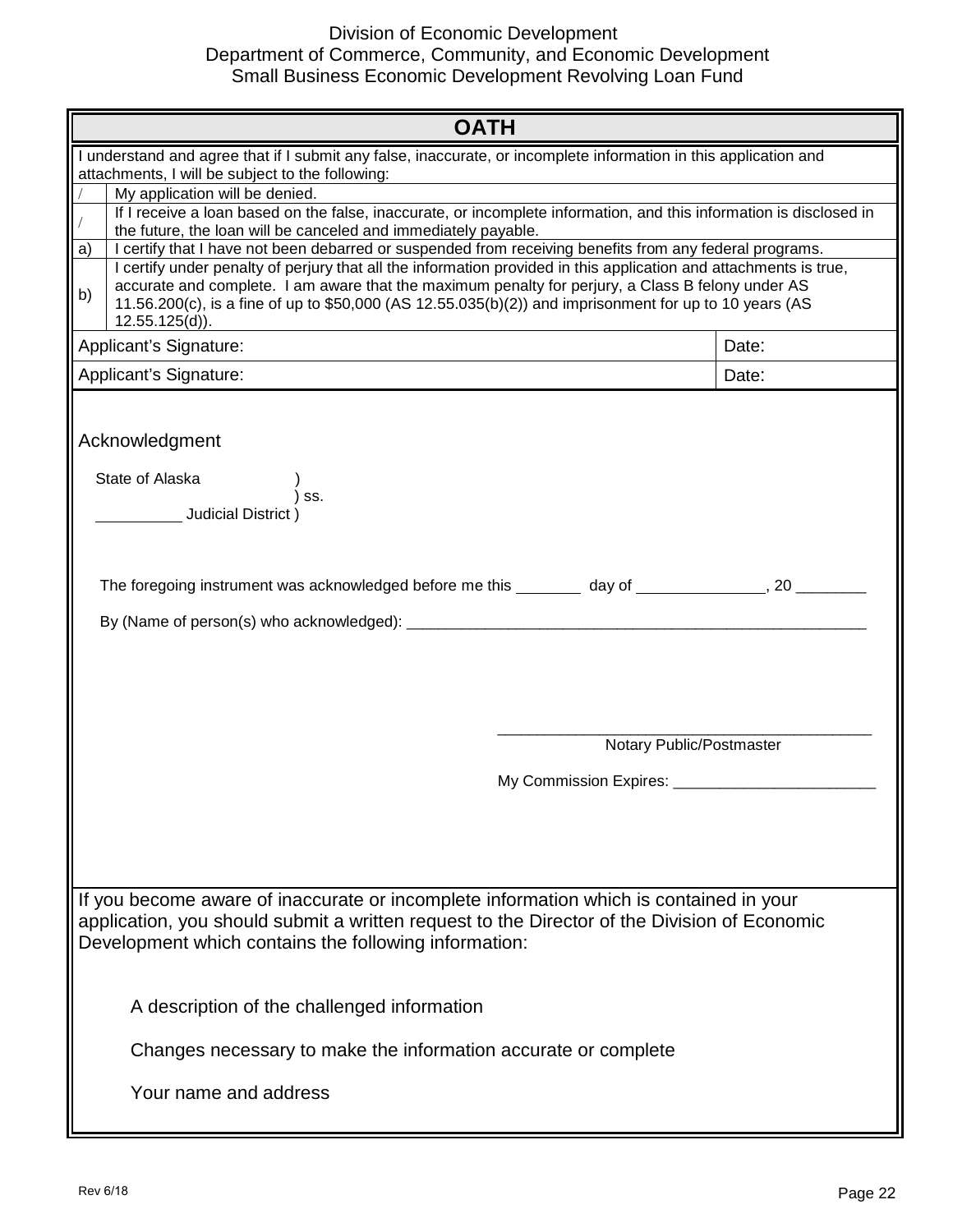Division of Economic Development
Department of Commerce, Community, and Economic Development
Small Business Economic Development Revolving Loan Fund

## OATH

I understand and agree that if I submit any false, inaccurate, or incomplete information in this application and attachments, I will be subject to the following:

| | |
|---|---|
| / | My application will be denied. |
| / | If I receive a loan based on the false, inaccurate, or incomplete information, and this information is disclosed in the future, the loan will be canceled and immediately payable. |
| a) | I certify that I have not been debarred or suspended from receiving benefits from any federal programs. |
| b) | I certify under penalty of perjury that all the information provided in this application and attachments is true, accurate and complete. I am aware that the maximum penalty for perjury, a Class B felony under AS 11.56.200(c), is a fine of up to $50,000 (AS 12.55.035(b)(2)) and imprisonment for up to 10 years (AS 12.55.125(d)). |

| | |
|---|---|
| Applicant's Signature: | Date: |
| Applicant's Signature: | Date: |

Acknowledgment

State of Alaska )
) ss.
__________ Judicial District )

The foregoing instrument was acknowledged before me this ________ day of _______________, 20 ________

By (Name of person(s) who acknowledged): ________________________________________________________

_____________________________________________
Notary Public/Postmaster

My Commission Expires: ________________________

If you become aware of inaccurate or incomplete information which is contained in your application, you should submit a written request to the Director of the Division of Economic Development which contains the following information:

A description of the challenged information

Changes necessary to make the information accurate or complete

Your name and address

Rev 6/18